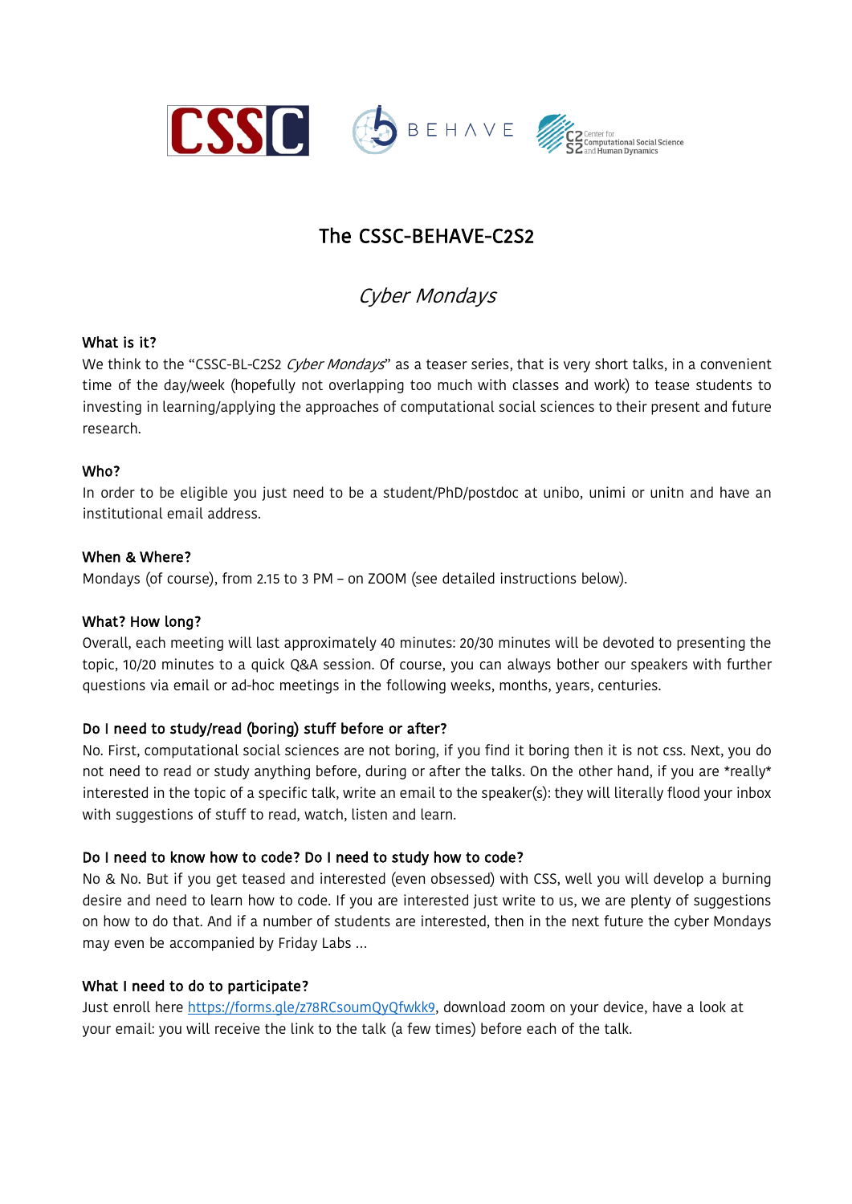# The CSSC-BEHAVE-C2S2

## *Cyber Mondays*

### What is it?

We think to the "CSSC-BL-C2S2 *Cyber Mondays*" as a teaser series, that is very short talks, in a convenient time of the day/week (hopefully not overlapping too much with classes and work) to tease students to investing in learning/applying the approaches of computational social sciences to their present and future research.

### Who?

In order to be eligible you just need to be a student/PhD/postdoc at unibo, unimi or unitn and have an institutional email address.

### When & Where?

Mondays (of course), from 2.15 to 3 PM – on ZOOM (see detailed instructions below).

### What? How long?

Overall, each meeting will last approximately 40 minutes: 20/30 minutes will be devoted to presenting the topic, 10/20 minutes to a quick Q&A session. Of course, you can always bother our speakers with further questions via email or ad-hoc meetings in the following weeks, months, years, centuries.

### Do I need to study/read (boring) stuff before or after?

No. First, computational social sciences are not boring, if you find it boring then it is not css. Next, you do not need to read or study anything before, during or after the talks. On the other hand, if you are *really* interested in the topic of a specific talk, write an email to the speaker(s): they will literally flood your inbox with suggestions of stuff to read, watch, listen and learn.

### Do I need to know how to code? Do I need to study how to code?

No & No. But if you get teased and interested (even obsessed) with CSS, well you will develop a burning desire and need to learn how to code. If you are interested just write to us, we are plenty of suggestions on how to do that. And if a number of students are interested, then in the next future the cyber Mondays may even be accompanied by Friday Labs …

### What I need to do to participate?

Just enroll here https://forms.gle/z78RCsoumQyQfwkk9, download zoom on your device, have a look at your email: you will receive the link to the talk (a few times) before each of the talk.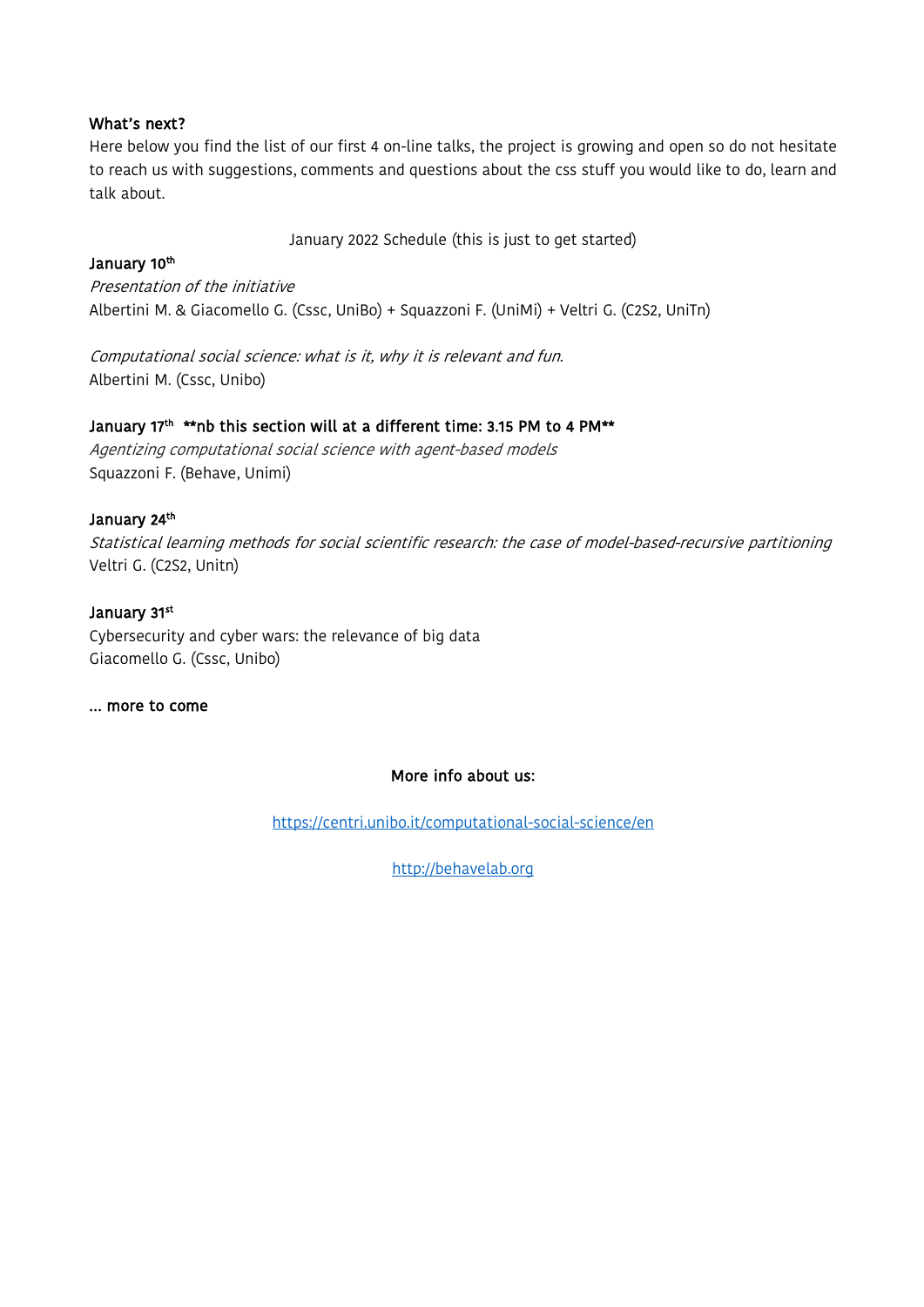**What's next?**

Here below you find the list of our first 4 on-line talks, the project is growing and open so do not hesitate to reach us with suggestions, comments and questions about the css stuff you would like to do, learn and talk about.

January 2022 Schedule (this is just to get started)

**January 10th**

*Presentation of the initiative*

Albertini M. & Giacomello G. (Cssc, UniBo) + Squazzoni F. (UniMi) + Veltri G. (C2S2, UniTn)

*Computational social science: what is it, why it is relevant and fun.*

Albertini M. (Cssc, Unibo)

**January 17th \*\*nb this section will at a different time: 3.15 PM to 4 PM\*\***

*Agentizing computational social science with agent-based models*

Squazzoni F. (Behave, Unimi)

**January 24th**

*Statistical learning methods for social scientific research: the case of model-based-recursive partitioning*

Veltri G. (C2S2, Unitn)

**January 31st**

Cybersecurity and cyber wars: the relevance of big data

Giacomello G. (Cssc, Unibo)

**... more to come**

**More info about us:**

https://centri.unibo.it/computational-social-science/en

http://behavelab.org